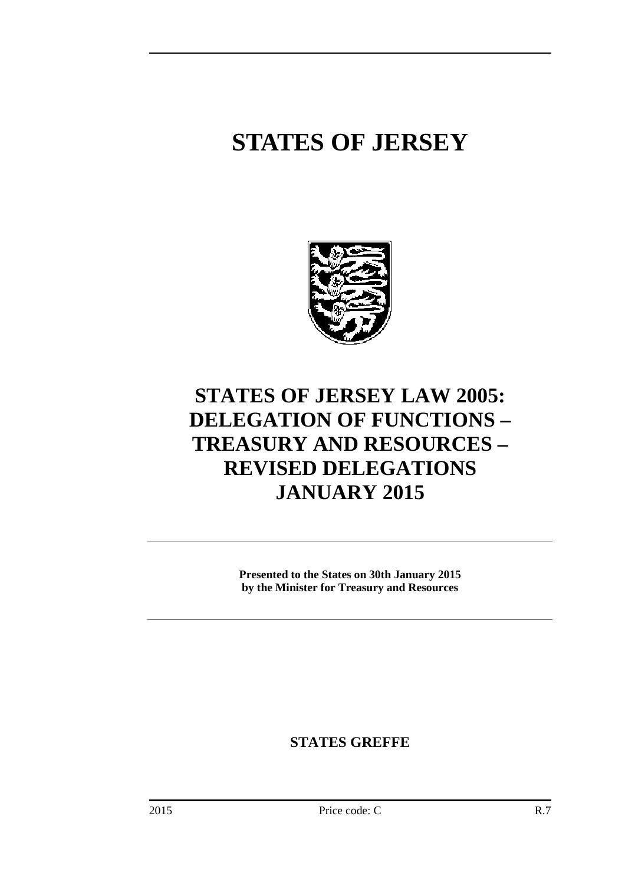# STATES OF JERSEY

## STATES OF JERSEY LAW 2005: DELEGATION OF FUNCTIONS – TREASURY AND RESOURCES – REVISED DELEGATIONS JANUARY 2015

**Presented to the States on 30th January 2015 by the Minister for Treasury and Resources**

**STATES GREFFE**

2015 Price code: C R.7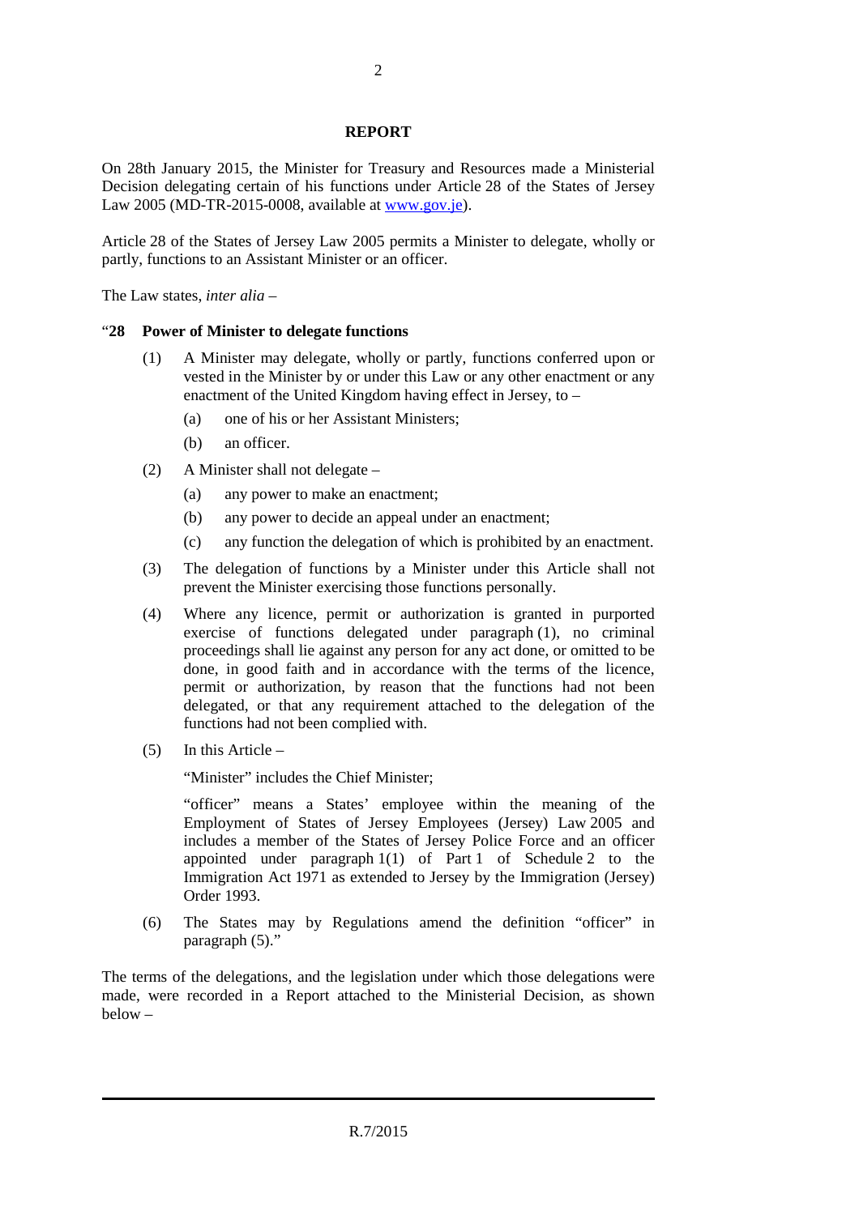## REPORT

On 28th January 2015, the Minister for Treasury and Resources made a Ministerial Decision delegating certain of his functions under Article 28 of the States of Jersey Law 2005 (MD-TR-2015-0008, available at [www.gov.je](www.gov.je)).

Article 28 of the States of Jersey Law 2005 permits a Minister to delegate, wholly or partly, functions to an Assistant Minister or an officer.

The Law states, *inter alia* –

"**28 Power of Minister to delegate functions**

(1) A Minister may delegate, wholly or partly, functions conferred upon or vested in the Minister by or under this Law or any other enactment or any enactment of the United Kingdom having effect in Jersey, to –

(a) one of his or her Assistant Ministers;

(b) an officer.

(2) A Minister shall not delegate –

(a) any power to make an enactment;

(b) any power to decide an appeal under an enactment;

(c) any function the delegation of which is prohibited by an enactment.

(3) The delegation of functions by a Minister under this Article shall not prevent the Minister exercising those functions personally.

(4) Where any licence, permit or authorization is granted in purported exercise of functions delegated under paragraph (1), no criminal proceedings shall lie against any person for any act done, or omitted to be done, in good faith and in accordance with the terms of the licence, permit or authorization, by reason that the functions had not been delegated, or that any requirement attached to the delegation of the functions had not been complied with.

(5) In this Article –

"Minister" includes the Chief Minister;

"officer" means a States' employee within the meaning of the Employment of States of Jersey Employees (Jersey) Law 2005 and includes a member of the States of Jersey Police Force and an officer appointed under paragraph 1(1) of Part 1 of Schedule 2 to the Immigration Act 1971 as extended to Jersey by the Immigration (Jersey) Order 1993.

(6) The States may by Regulations amend the definition "officer" in paragraph (5)."

The terms of the delegations, and the legislation under which those delegations were made, were recorded in a Report attached to the Ministerial Decision, as shown below –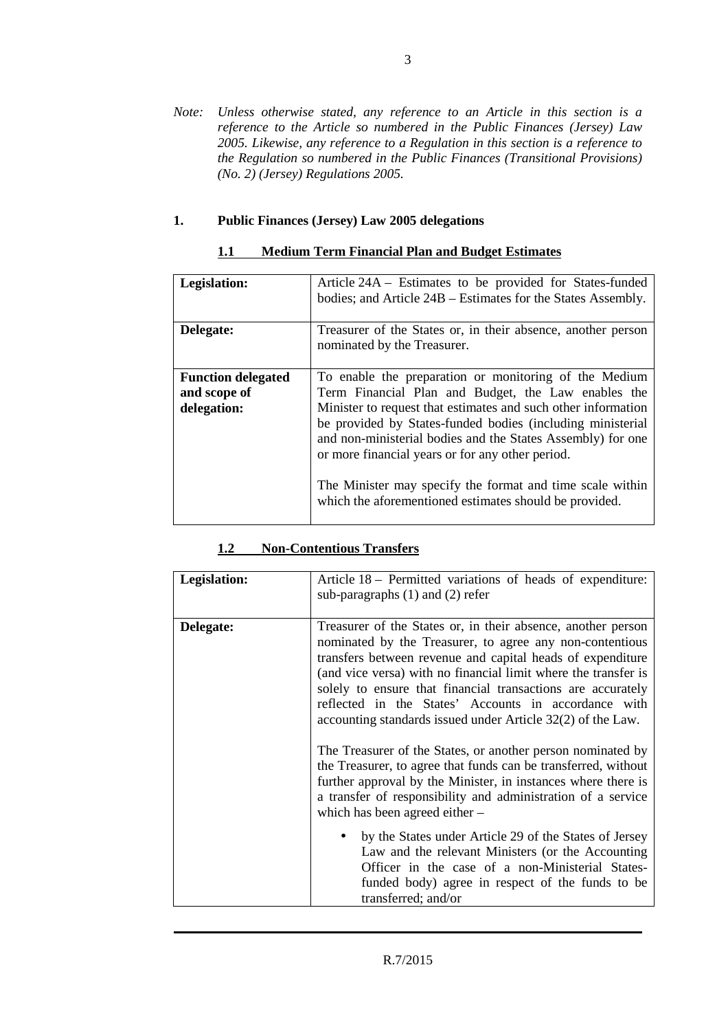*Note: Unless otherwise stated, any reference to an Article in this section is a reference to the Article so numbered in the Public Finances (Jersey) Law 2005. Likewise, any reference to a Regulation in this section is a reference to the Regulation so numbered in the Public Finances (Transitional Provisions) (No. 2) (Jersey) Regulations 2005.*

## 1. Public Finances (Jersey) Law 2005 delegations

### 1.1 Medium Term Financial Plan and Budget Estimates

| | |
|---|---|
| **Legislation:** | Article 24A – Estimates to be provided for States-funded bodies; and Article 24B – Estimates for the States Assembly. |
| **Delegate:** | Treasurer of the States or, in their absence, another person nominated by the Treasurer. |
| **Function delegated and scope of delegation:** | To enable the preparation or monitoring of the Medium Term Financial Plan and Budget, the Law enables the Minister to request that estimates and such other information be provided by States-funded bodies (including ministerial and non-ministerial bodies and the States Assembly) for one or more financial years or for any other period.<br><br>The Minister may specify the format and time scale within which the aforementioned estimates should be provided. |

### 1.2 Non-Contentious Transfers

| | |
|---|---|
| **Legislation:** | Article 18 – Permitted variations of heads of expenditure: sub-paragraphs (1) and (2) refer |
| **Delegate:** | Treasurer of the States or, in their absence, another person nominated by the Treasurer, to agree any non-contentious transfers between revenue and capital heads of expenditure (and vice versa) with no financial limit where the transfer is solely to ensure that financial transactions are accurately reflected in the States' Accounts in accordance with accounting standards issued under Article 32(2) of the Law.<br><br>The Treasurer of the States, or another person nominated by the Treasurer, to agree that funds can be transferred, without further approval by the Minister, in instances where there is a transfer of responsibility and administration of a service which has been agreed either –<br><br>• by the States under Article 29 of the States of Jersey Law and the relevant Ministers (or the Accounting Officer in the case of a non-Ministerial States-funded body) agree in respect of the funds to be transferred; and/or |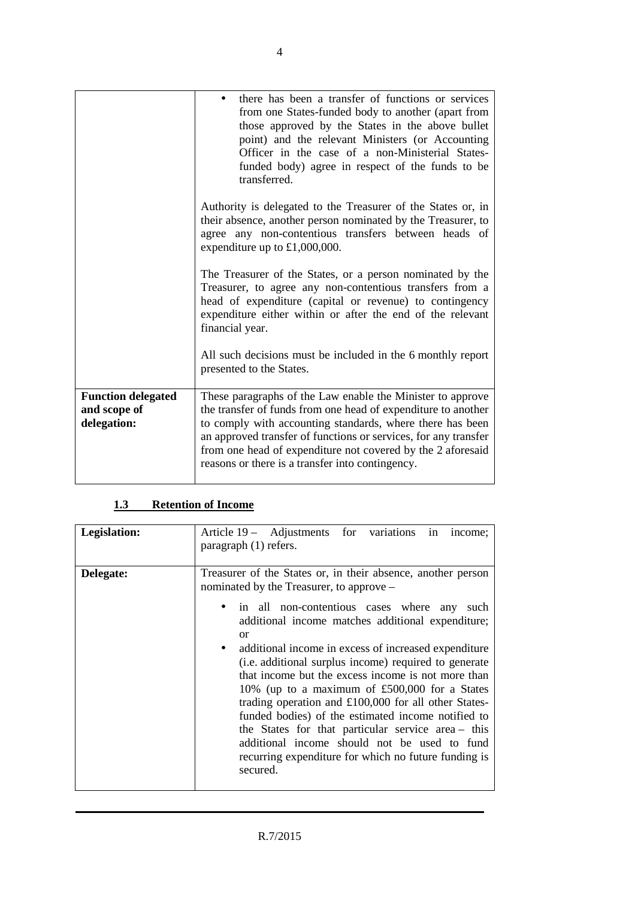| | |
|---|---|
| | • there has been a transfer of functions or services from one States-funded body to another (apart from those approved by the States in the above bullet point) and the relevant Ministers (or Accounting Officer in the case of a non-Ministerial States-funded body) agree in respect of the funds to be transferred.<br><br>Authority is delegated to the Treasurer of the States or, in their absence, another person nominated by the Treasurer, to agree any non-contentious transfers between heads of expenditure up to £1,000,000.<br><br>The Treasurer of the States, or a person nominated by the Treasurer, to agree any non-contentious transfers from a head of expenditure (capital or revenue) to contingency expenditure either within or after the end of the relevant financial year.<br><br>All such decisions must be included in the 6 monthly report presented to the States. |
| **Function delegated and scope of delegation:** | These paragraphs of the Law enable the Minister to approve the transfer of funds from one head of expenditure to another to comply with accounting standards, where there has been an approved transfer of functions or services, for any transfer from one head of expenditure not covered by the 2 aforesaid reasons or there is a transfer into contingency. |

### 1.3 Retention of Income

| | |
|---|---|
| **Legislation:** | Article 19 – Adjustments for variations in income; paragraph (1) refers. |
| **Delegate:** | Treasurer of the States or, in their absence, another person nominated by the Treasurer, to approve –<br><br>• in all non-contentious cases where any such additional income matches additional expenditure; or<br>• additional income in excess of increased expenditure (i.e. additional surplus income) required to generate that income but the excess income is not more than 10% (up to a maximum of £500,000 for a States trading operation and £100,000 for all other States-funded bodies) of the estimated income notified to the States for that particular service area – this additional income should not be used to fund recurring expenditure for which no future funding is secured. |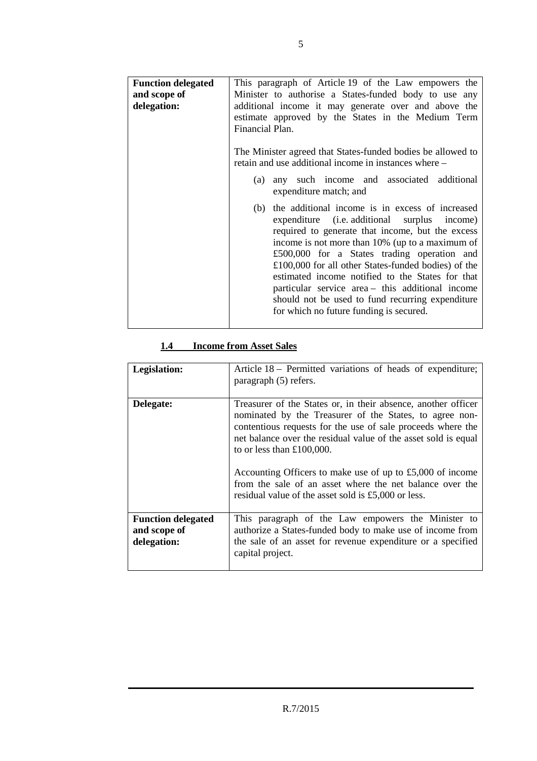| **Function delegated and scope of delegation:** | This paragraph of Article 19 of the Law empowers the Minister to authorise a States-funded body to use any additional income it may generate over and above the estimate approved by the States in the Medium Term Financial Plan.<br><br>The Minister agreed that States-funded bodies be allowed to retain and use additional income in instances where –<br><br>(a) any such income and associated additional expenditure match; and<br><br>(b) the additional income is in excess of increased expenditure (i.e. additional surplus income) required to generate that income, but the excess income is not more than 10% (up to a maximum of £500,000 for a States trading operation and £100,000 for all other States-funded bodies) of the estimated income notified to the States for that particular service area – this additional income should not be used to fund recurring expenditure for which no future funding is secured. |
|---|---|

### 1.4 Income from Asset Sales

| **Legislation:** | Article 18 – Permitted variations of heads of expenditure; paragraph (5) refers. |
|---|---|
| **Delegate:** | Treasurer of the States or, in their absence, another officer nominated by the Treasurer of the States, to agree non-contentious requests for the use of sale proceeds where the net balance over the residual value of the asset sold is equal to or less than £100,000.<br><br>Accounting Officers to make use of up to £5,000 of income from the sale of an asset where the net balance over the residual value of the asset sold is £5,000 or less. |
| **Function delegated and scope of delegation:** | This paragraph of the Law empowers the Minister to authorize a States-funded body to make use of income from the sale of an asset for revenue expenditure or a specified capital project. |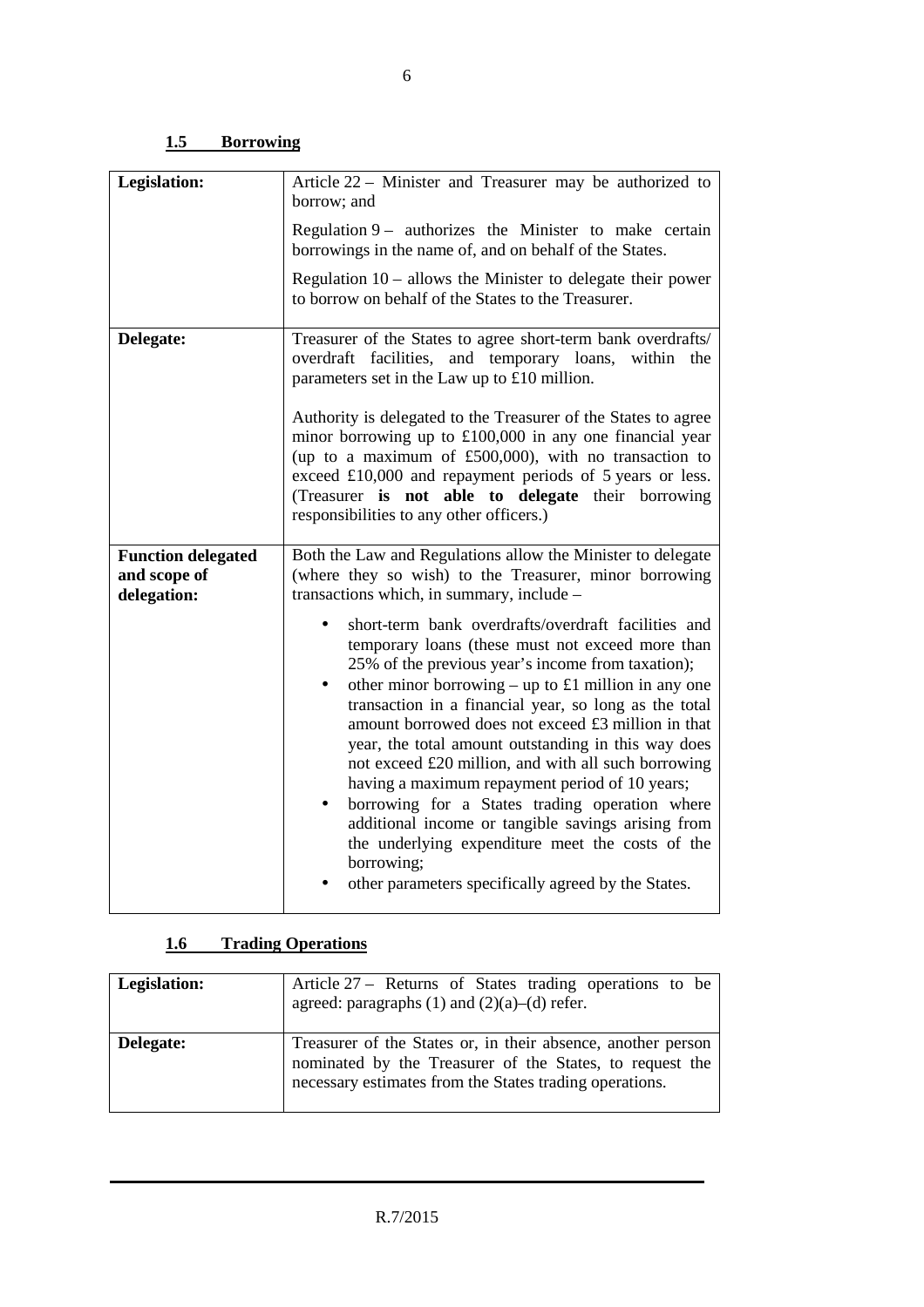## 1.5 Borrowing

| | |
|---|---|
| **Legislation:** | Article 22 – Minister and Treasurer may be authorized to borrow; and<br><br>Regulation 9 – authorizes the Minister to make certain borrowings in the name of, and on behalf of the States.<br><br>Regulation 10 – allows the Minister to delegate their power to borrow on behalf of the States to the Treasurer. |
| **Delegate:** | Treasurer of the States to agree short-term bank overdrafts/ overdraft facilities, and temporary loans, within the parameters set in the Law up to £10 million.<br><br>Authority is delegated to the Treasurer of the States to agree minor borrowing up to £100,000 in any one financial year (up to a maximum of £500,000), with no transaction to exceed £10,000 and repayment periods of 5 years or less. (Treasurer **is not able to delegate** their borrowing responsibilities to any other officers.) |
| **Function delegated and scope of delegation:** | Both the Law and Regulations allow the Minister to delegate (where they so wish) to the Treasurer, minor borrowing transactions which, in summary, include –<br><br>• short-term bank overdrafts/overdraft facilities and temporary loans (these must not exceed more than 25% of the previous year's income from taxation);<br>• other minor borrowing – up to £1 million in any one transaction in a financial year, so long as the total amount borrowed does not exceed £3 million in that year, the total amount outstanding in this way does not exceed £20 million, and with all such borrowing having a maximum repayment period of 10 years;<br>• borrowing for a States trading operation where additional income or tangible savings arising from the underlying expenditure meet the costs of the borrowing;<br>• other parameters specifically agreed by the States. |

## 1.6 Trading Operations

| | |
|---|---|
| **Legislation:** | Article 27 – Returns of States trading operations to be agreed: paragraphs (1) and (2)(a)–(d) refer. |
| **Delegate:** | Treasurer of the States or, in their absence, another person nominated by the Treasurer of the States, to request the necessary estimates from the States trading operations. |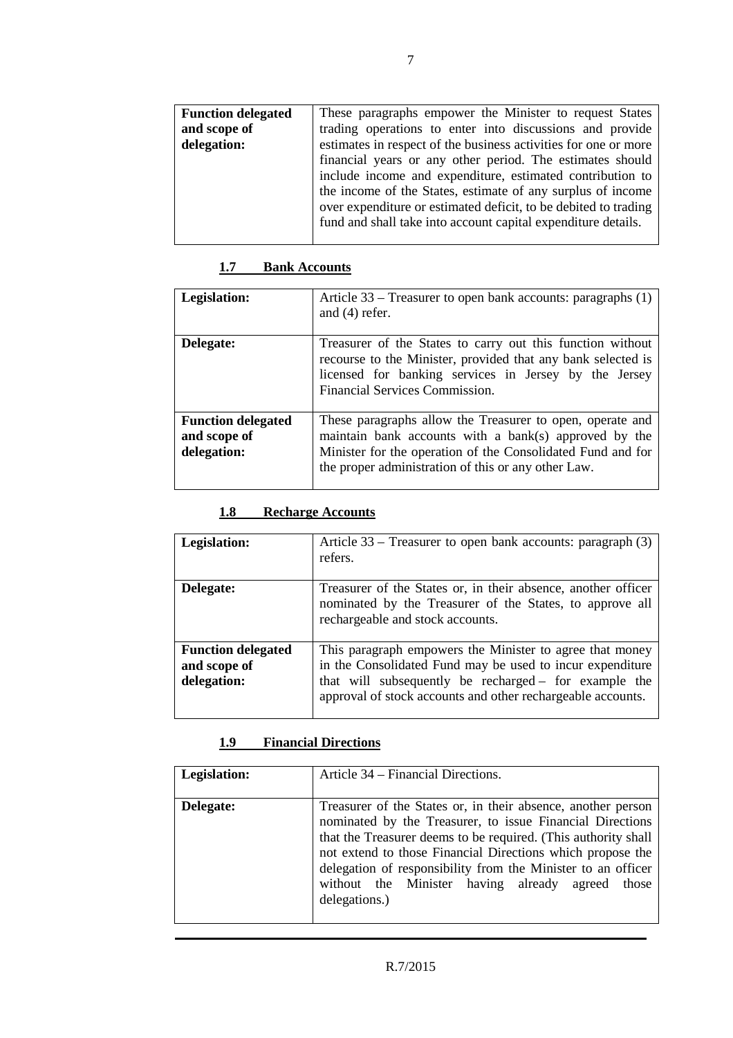| | |
|---|---|
| **Function delegated and scope of delegation:** | These paragraphs empower the Minister to request States trading operations to enter into discussions and provide estimates in respect of the business activities for one or more financial years or any other period. The estimates should include income and expenditure, estimated contribution to the income of the States, estimate of any surplus of income over expenditure or estimated deficit, to be debited to trading fund and shall take into account capital expenditure details. |

### 1.7 Bank Accounts

| | |
|---|---|
| **Legislation:** | Article 33 – Treasurer to open bank accounts: paragraphs (1) and (4) refer. |
| **Delegate:** | Treasurer of the States to carry out this function without recourse to the Minister, provided that any bank selected is licensed for banking services in Jersey by the Jersey Financial Services Commission. |
| **Function delegated and scope of delegation:** | These paragraphs allow the Treasurer to open, operate and maintain bank accounts with a bank(s) approved by the Minister for the operation of the Consolidated Fund and for the proper administration of this or any other Law. |

### 1.8 Recharge Accounts

| | |
|---|---|
| **Legislation:** | Article 33 – Treasurer to open bank accounts: paragraph (3) refers. |
| **Delegate:** | Treasurer of the States or, in their absence, another officer nominated by the Treasurer of the States, to approve all rechargeable and stock accounts. |
| **Function delegated and scope of delegation:** | This paragraph empowers the Minister to agree that money in the Consolidated Fund may be used to incur expenditure that will subsequently be recharged – for example the approval of stock accounts and other rechargeable accounts. |

### 1.9 Financial Directions

| | |
|---|---|
| **Legislation:** | Article 34 – Financial Directions. |
| **Delegate:** | Treasurer of the States or, in their absence, another person nominated by the Treasurer, to issue Financial Directions that the Treasurer deems to be required. (This authority shall not extend to those Financial Directions which propose the delegation of responsibility from the Minister to an officer without the Minister having already agreed those delegations.) |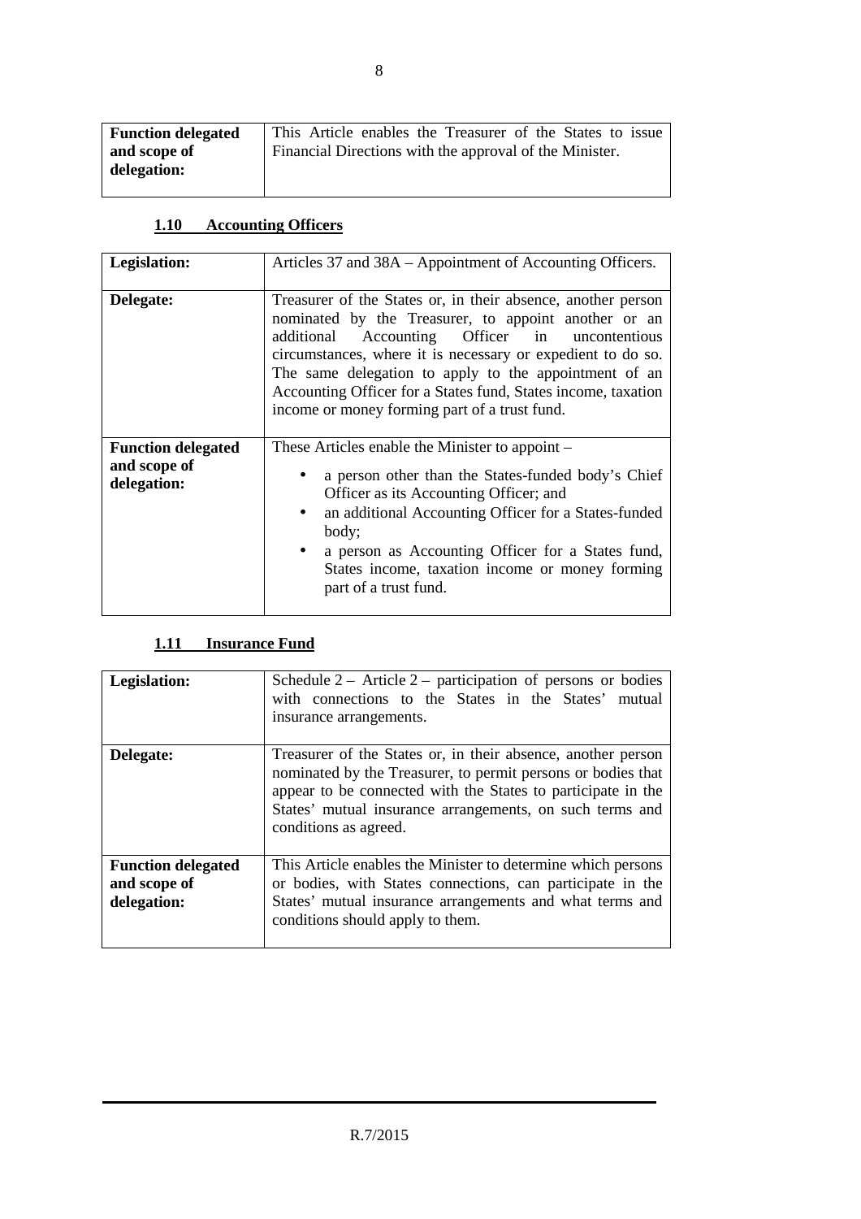| | |
|---|---|
| **Function delegated and scope of delegation:** | This Article enables the Treasurer of the States to issue Financial Directions with the approval of the Minister. |

### 1.10 Accounting Officers

| | |
|---|---|
| **Legislation:** | Articles 37 and 38A – Appointment of Accounting Officers. |
| **Delegate:** | Treasurer of the States or, in their absence, another person nominated by the Treasurer, to appoint another or an additional Accounting Officer in uncontentious circumstances, where it is necessary or expedient to do so. The same delegation to apply to the appointment of an Accounting Officer for a States fund, States income, taxation income or money forming part of a trust fund. |
| **Function delegated and scope of delegation:** | These Articles enable the Minister to appoint – <br>• a person other than the States-funded body's Chief Officer as its Accounting Officer; and <br>• an additional Accounting Officer for a States-funded body; <br>• a person as Accounting Officer for a States fund, States income, taxation income or money forming part of a trust fund. |

### 1.11 Insurance Fund

| | |
|---|---|
| **Legislation:** | Schedule 2 – Article 2 – participation of persons or bodies with connections to the States in the States' mutual insurance arrangements. |
| **Delegate:** | Treasurer of the States or, in their absence, another person nominated by the Treasurer, to permit persons or bodies that appear to be connected with the States to participate in the States' mutual insurance arrangements, on such terms and conditions as agreed. |
| **Function delegated and scope of delegation:** | This Article enables the Minister to determine which persons or bodies, with States connections, can participate in the States' mutual insurance arrangements and what terms and conditions should apply to them. |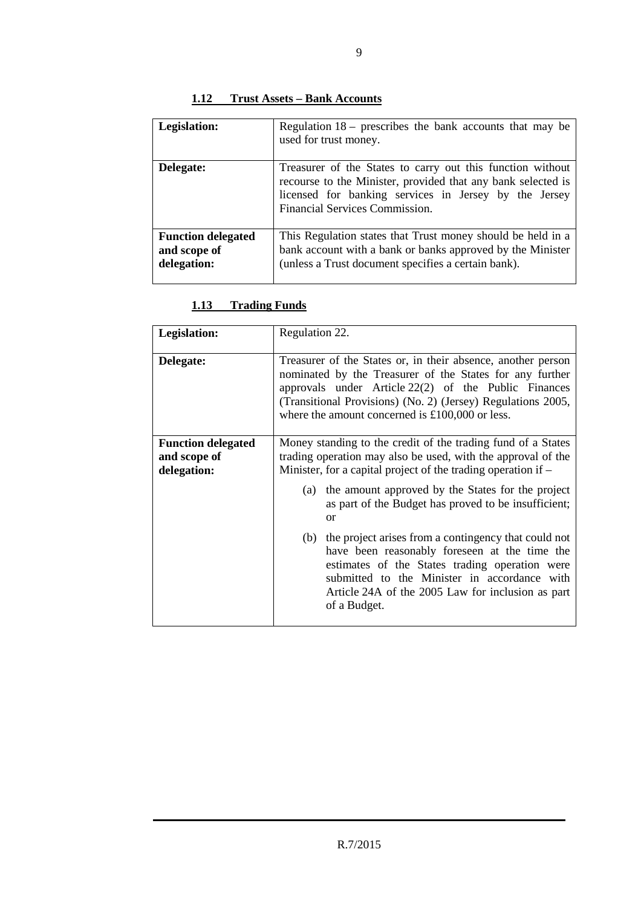### 1.12 Trust Assets – Bank Accounts

| | |
|---|---|
| **Legislation:** | Regulation 18 – prescribes the bank accounts that may be used for trust money. |
| **Delegate:** | Treasurer of the States to carry out this function without recourse to the Minister, provided that any bank selected is licensed for banking services in Jersey by the Jersey Financial Services Commission. |
| **Function delegated and scope of delegation:** | This Regulation states that Trust money should be held in a bank account with a bank or banks approved by the Minister (unless a Trust document specifies a certain bank). |

### 1.13 Trading Funds

| | |
|---|---|
| **Legislation:** | Regulation 22. |
| **Delegate:** | Treasurer of the States or, in their absence, another person nominated by the Treasurer of the States for any further approvals under Article 22(2) of the Public Finances (Transitional Provisions) (No. 2) (Jersey) Regulations 2005, where the amount concerned is £100,000 or less. |
| **Function delegated and scope of delegation:** | Money standing to the credit of the trading fund of a States trading operation may also be used, with the approval of the Minister, for a capital project of the trading operation if – <br>(a) the amount approved by the States for the project as part of the Budget has proved to be insufficient; or <br>(b) the project arises from a contingency that could not have been reasonably foreseen at the time the estimates of the States trading operation were submitted to the Minister in accordance with Article 24A of the 2005 Law for inclusion as part of a Budget. |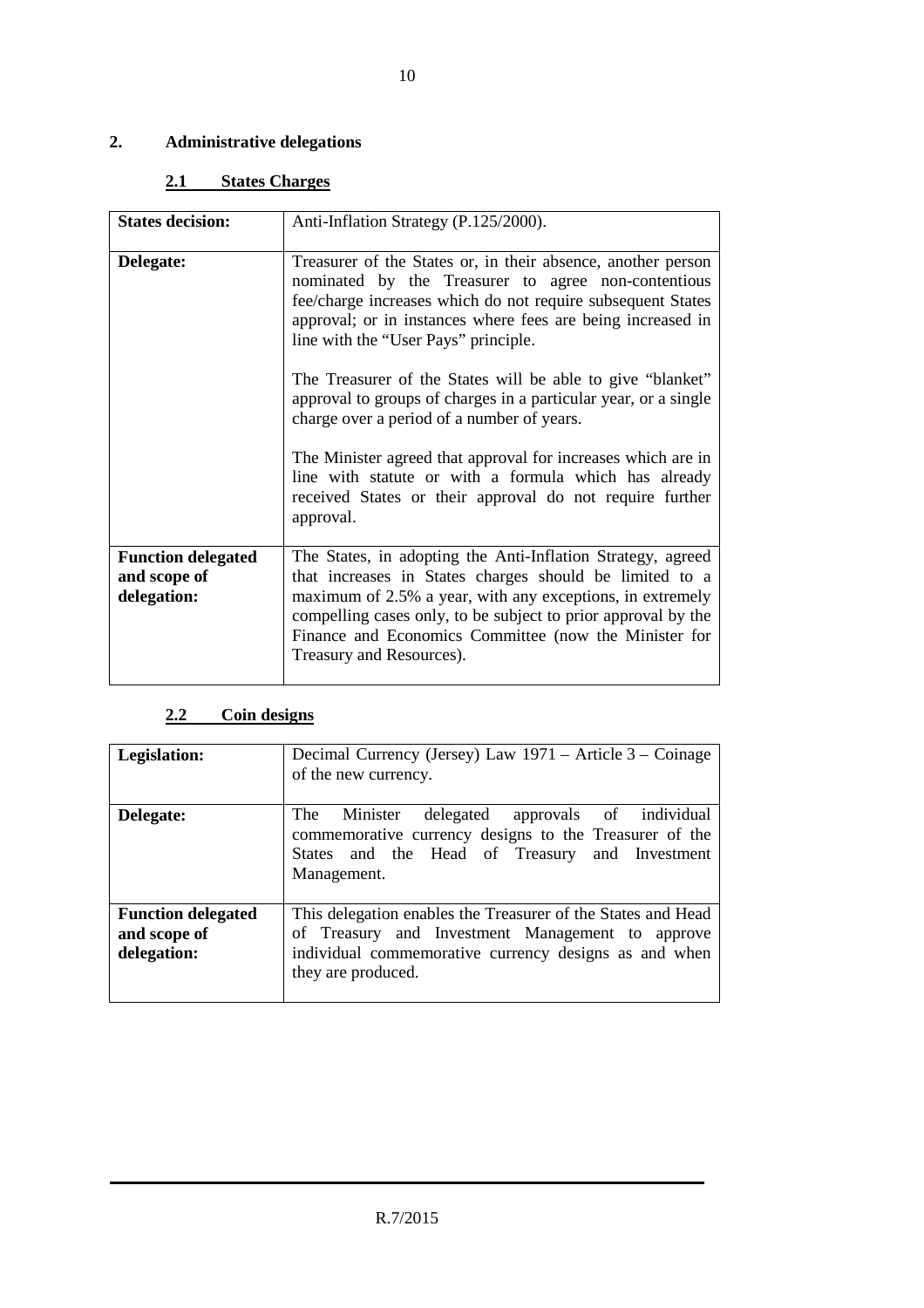## 2. Administrative delegations

### 2.1 States Charges

| | |
|---|---|
| **States decision:** | Anti-Inflation Strategy (P.125/2000). |
| **Delegate:** | Treasurer of the States or, in their absence, another person nominated by the Treasurer to agree non-contentious fee/charge increases which do not require subsequent States approval; or in instances where fees are being increased in line with the "User Pays" principle.<br><br>The Treasurer of the States will be able to give "blanket" approval to groups of charges in a particular year, or a single charge over a period of a number of years.<br><br>The Minister agreed that approval for increases which are in line with statute or with a formula which has already received States or their approval do not require further approval. |
| **Function delegated and scope of delegation:** | The States, in adopting the Anti-Inflation Strategy, agreed that increases in States charges should be limited to a maximum of 2.5% a year, with any exceptions, in extremely compelling cases only, to be subject to prior approval by the Finance and Economics Committee (now the Minister for Treasury and Resources). |

### 2.2 Coin designs

| | |
|---|---|
| **Legislation:** | Decimal Currency (Jersey) Law 1971 – Article 3 – Coinage of the new currency. |
| **Delegate:** | The Minister delegated approvals of individual commemorative currency designs to the Treasurer of the States and the Head of Treasury and Investment Management. |
| **Function delegated and scope of delegation:** | This delegation enables the Treasurer of the States and Head of Treasury and Investment Management to approve individual commemorative currency designs as and when they are produced. |

R.7/2015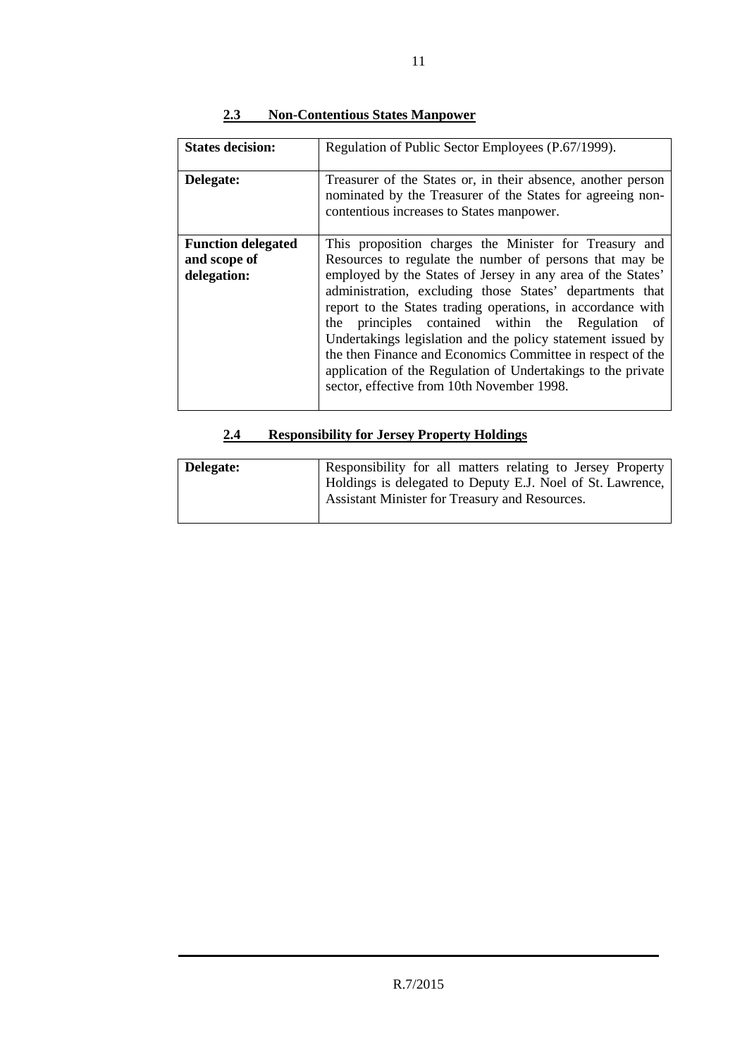### 2.3 Non-Contentious States Manpower

| | |
|---|---|
| **States decision:** | Regulation of Public Sector Employees (P.67/1999). |
| **Delegate:** | Treasurer of the States or, in their absence, another person nominated by the Treasurer of the States for agreeing non-contentious increases to States manpower. |
| **Function delegated and scope of delegation:** | This proposition charges the Minister for Treasury and Resources to regulate the number of persons that may be employed by the States of Jersey in any area of the States' administration, excluding those States' departments that report to the States trading operations, in accordance with the principles contained within the Regulation of Undertakings legislation and the policy statement issued by the then Finance and Economics Committee in respect of the application of the Regulation of Undertakings to the private sector, effective from 10th November 1998. |

### 2.4 Responsibility for Jersey Property Holdings

| | |
|---|---|
| **Delegate:** | Responsibility for all matters relating to Jersey Property Holdings is delegated to Deputy E.J. Noel of St. Lawrence, Assistant Minister for Treasury and Resources. |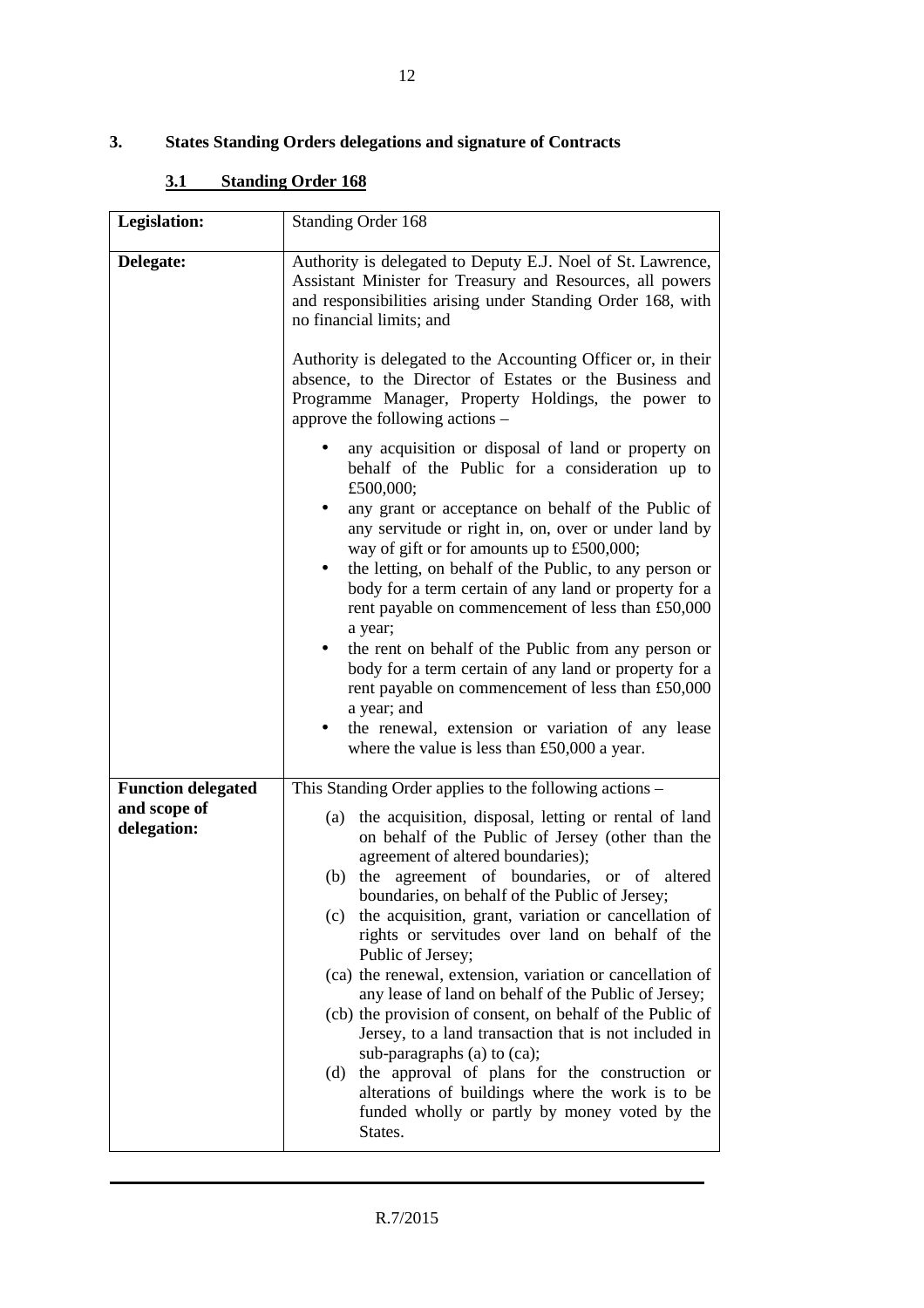## 3. States Standing Orders delegations and signature of Contracts

### 3.1 Standing Order 168

| **Legislation:** | Standing Order 168 |
|---|---|
| **Delegate:** | Authority is delegated to Deputy E.J. Noel of St. Lawrence, Assistant Minister for Treasury and Resources, all powers and responsibilities arising under Standing Order 168, with no financial limits; and<br><br>Authority is delegated to the Accounting Officer or, in their absence, to the Director of Estates or the Business and Programme Manager, Property Holdings, the power to approve the following actions –<br><br>• any acquisition or disposal of land or property on behalf of the Public for a consideration up to £500,000;<br>• any grant or acceptance on behalf of the Public of any servitude or right in, on, over or under land by way of gift or for amounts up to £500,000;<br>• the letting, on behalf of the Public, to any person or body for a term certain of any land or property for a rent payable on commencement of less than £50,000 a year;<br>• the rent on behalf of the Public from any person or body for a term certain of any land or property for a rent payable on commencement of less than £50,000 a year; and<br>• the renewal, extension or variation of any lease where the value is less than £50,000 a year. |
| **Function delegated and scope of delegation:** | This Standing Order applies to the following actions –<br><br>(a) the acquisition, disposal, letting or rental of land on behalf of the Public of Jersey (other than the agreement of altered boundaries);<br>(b) the agreement of boundaries, or of altered boundaries, on behalf of the Public of Jersey;<br>(c) the acquisition, grant, variation or cancellation of rights or servitudes over land on behalf of the Public of Jersey;<br>(ca) the renewal, extension, variation or cancellation of any lease of land on behalf of the Public of Jersey;<br>(cb) the provision of consent, on behalf of the Public of Jersey, to a land transaction that is not included in sub-paragraphs (a) to (ca);<br>(d) the approval of plans for the construction or alterations of buildings where the work is to be funded wholly or partly by money voted by the States. |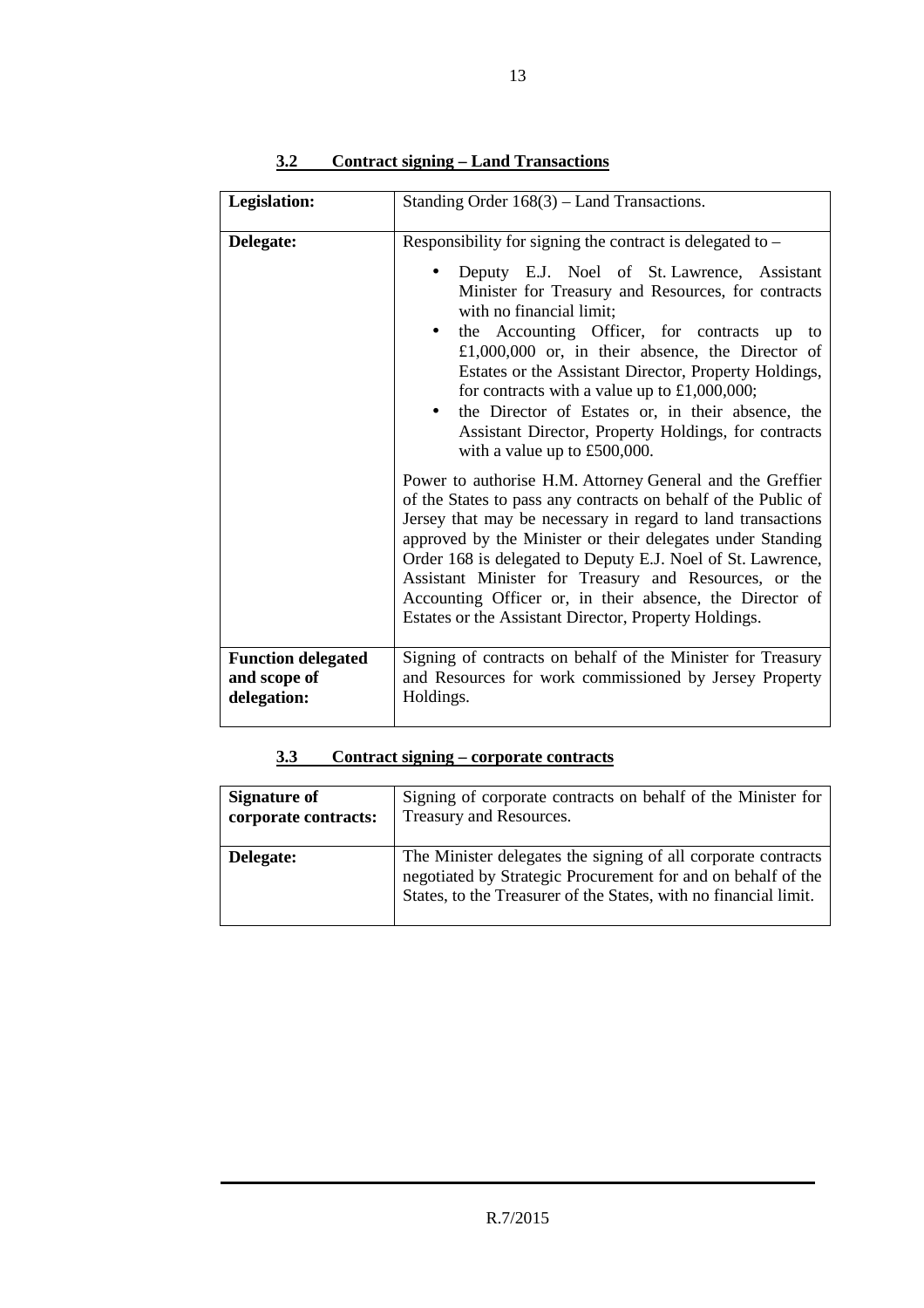### 3.2 Contract signing – Land Transactions

| | |
|---|---|
| **Legislation:** | Standing Order 168(3) – Land Transactions. |
| **Delegate:** | Responsibility for signing the contract is delegated to – <br>• Deputy E.J. Noel of St. Lawrence, Assistant Minister for Treasury and Resources, for contracts with no financial limit; <br>• the Accounting Officer, for contracts up to £1,000,000 or, in their absence, the Director of Estates or the Assistant Director, Property Holdings, for contracts with a value up to £1,000,000; <br>• the Director of Estates or, in their absence, the Assistant Director, Property Holdings, for contracts with a value up to £500,000. <br><br>Power to authorise H.M. Attorney General and the Greffier of the States to pass any contracts on behalf of the Public of Jersey that may be necessary in regard to land transactions approved by the Minister or their delegates under Standing Order 168 is delegated to Deputy E.J. Noel of St. Lawrence, Assistant Minister for Treasury and Resources, or the Accounting Officer or, in their absence, the Director of Estates or the Assistant Director, Property Holdings. |
| **Function delegated and scope of delegation:** | Signing of contracts on behalf of the Minister for Treasury and Resources for work commissioned by Jersey Property Holdings. |

### 3.3 Contract signing – corporate contracts

| | |
|---|---|
| **Signature of corporate contracts:** | Signing of corporate contracts on behalf of the Minister for Treasury and Resources. |
| **Delegate:** | The Minister delegates the signing of all corporate contracts negotiated by Strategic Procurement for and on behalf of the States, to the Treasurer of the States, with no financial limit. |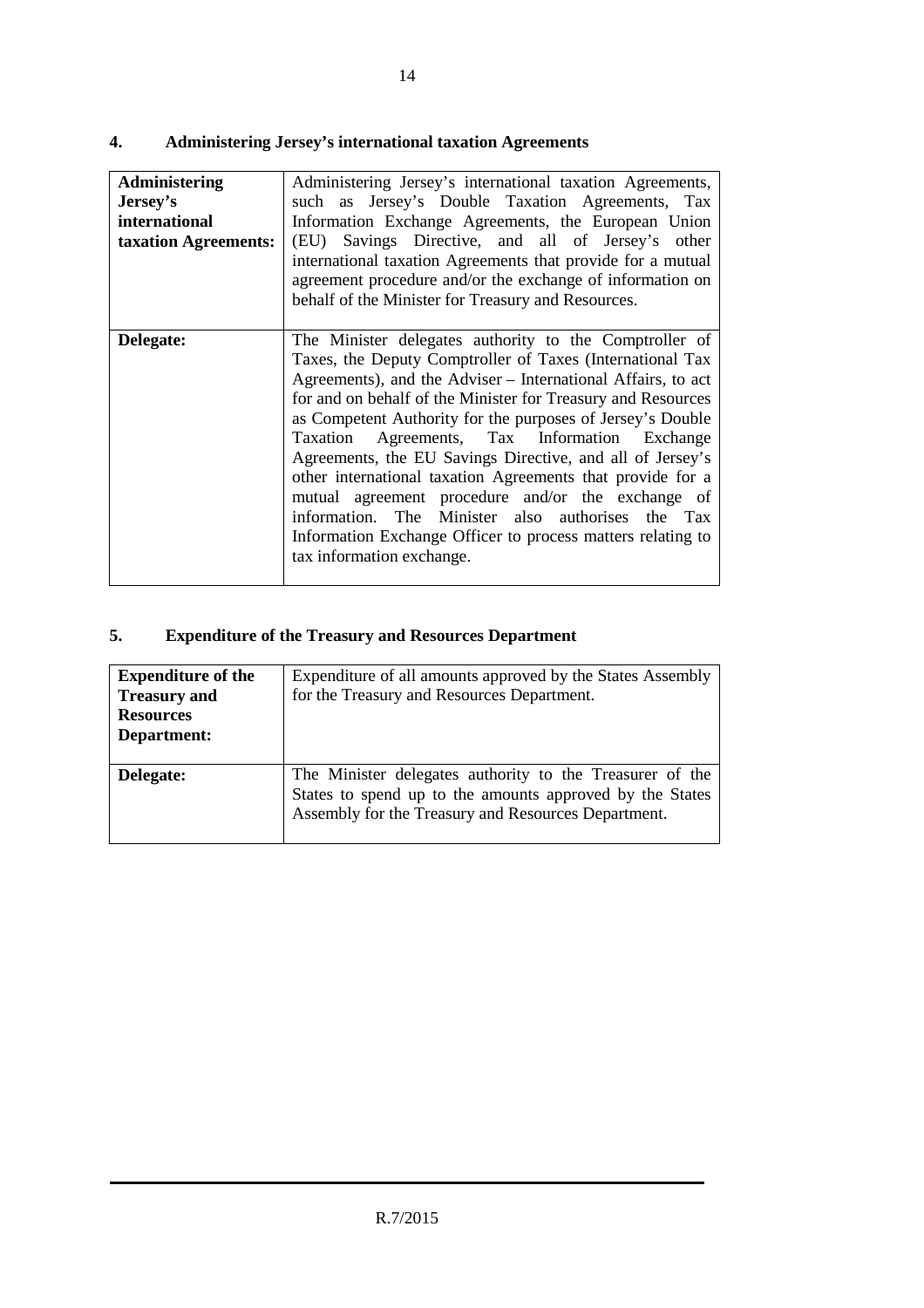## 4. Administering Jersey's international taxation Agreements

| | |
|---|---|
| **Administering Jersey's international taxation Agreements:** | Administering Jersey's international taxation Agreements, such as Jersey's Double Taxation Agreements, Tax Information Exchange Agreements, the European Union (EU) Savings Directive, and all of Jersey's other international taxation Agreements that provide for a mutual agreement procedure and/or the exchange of information on behalf of the Minister for Treasury and Resources. |
| **Delegate:** | The Minister delegates authority to the Comptroller of Taxes, the Deputy Comptroller of Taxes (International Tax Agreements), and the Adviser – International Affairs, to act for and on behalf of the Minister for Treasury and Resources as Competent Authority for the purposes of Jersey's Double Taxation Agreements, Tax Information Exchange Agreements, the EU Savings Directive, and all of Jersey's other international taxation Agreements that provide for a mutual agreement procedure and/or the exchange of information. The Minister also authorises the Tax Information Exchange Officer to process matters relating to tax information exchange. |

## 5. Expenditure of the Treasury and Resources Department

| | |
|---|---|
| **Expenditure of the Treasury and Resources Department:** | Expenditure of all amounts approved by the States Assembly for the Treasury and Resources Department. |
| **Delegate:** | The Minister delegates authority to the Treasurer of the States to spend up to the amounts approved by the States Assembly for the Treasury and Resources Department. |